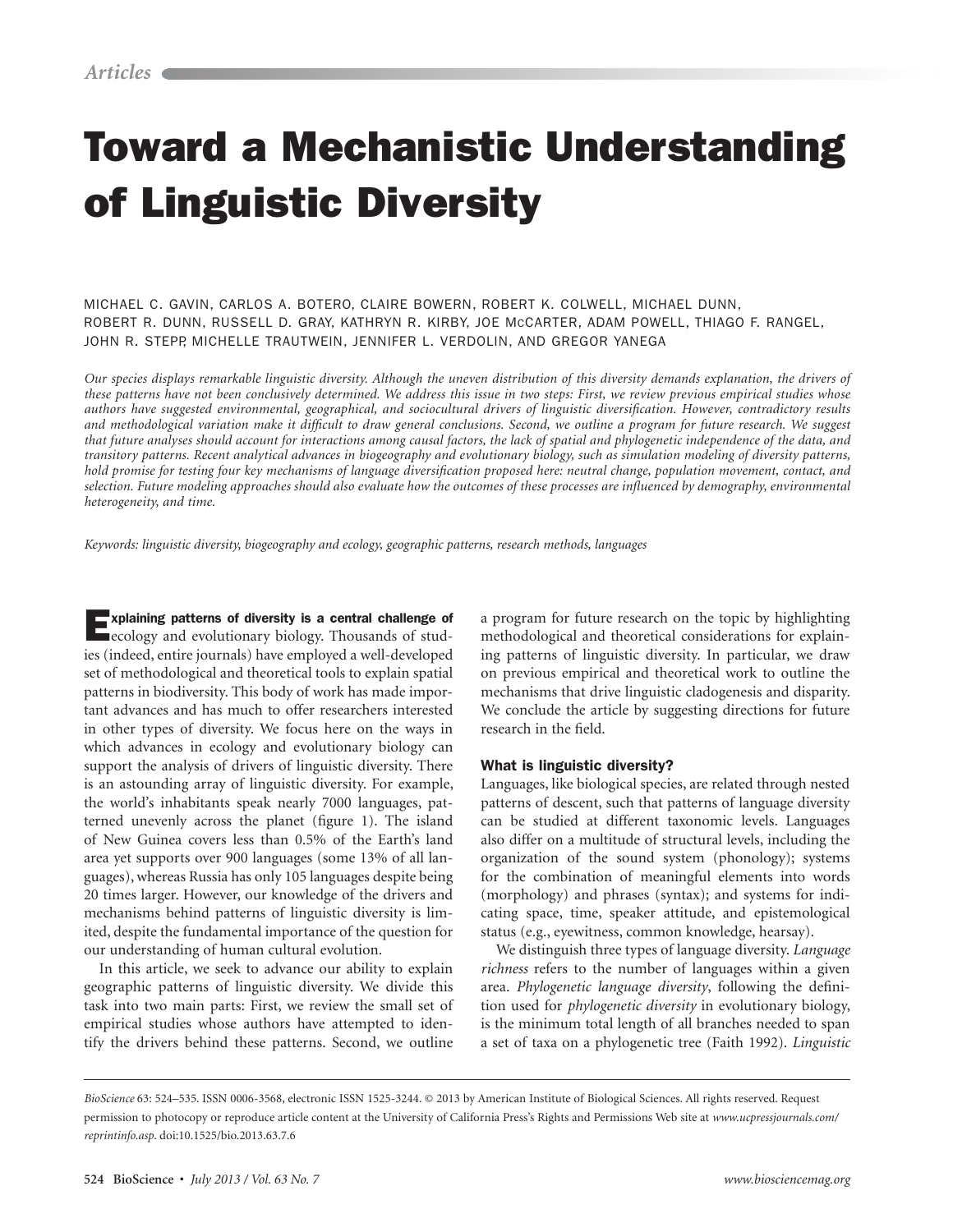# Toward a Mechanistic Understanding of Linguistic Diversity

MICHAEL C. GAVIN, CARLOS A. BOTERO, CLAIRE BOWERN, ROBERT K. COLWELL, MICHAEL DUNN, ROBERT R. DUNN, RUSSELL D. GRAY, KATHRYN R. KIRBY, JOE McCARTER, ADAM POWELL, THIAGO F. RANGEL, JOHN R. STEPP, MICHELLE TRAUTWEIN, JENNIFER L. VERDOLIN, AND GREGOR YANEGA

*Our species displays remarkable linguistic diversity. Although the uneven distribution of this diversity demands explanation, the drivers of these patterns have not been conclusively determined. We address this issue in two steps: First, we review previous empirical studies whose authors have suggested environmental, geographical, and sociocultural drivers of linguistic diversification. However, contradictory results and methodological variation make it difficult to draw general conclusions. Second, we outline a program for future research. We suggest that future analyses should account for interactions among causal factors, the lack of spatial and phylogenetic independence of the data, and transitory patterns. Recent analytical advances in biogeography and evolutionary biology, such as simulation modeling of diversity patterns, hold promise for testing four key mechanisms of language diversification proposed here: neutral change, population movement, contact, and selection. Future modeling approaches should also evaluate how the outcomes of these processes are influenced by demography, environmental heterogeneity, and time.*

*Keywords: linguistic diversity, biogeography and ecology, geographic patterns, research methods, languages*

**Explaining patterns of diversity is a central challenge of** ecology and evolutionary biology. Thousands of studies (indeed, entire journals) have employed a well-developed set of methodological and theoretical tools to explain spatial patterns in biodiversity. This body of work has made important advances and has much to offer researchers interested in other types of diversity. We focus here on the ways in which advances in ecology and evolutionary biology can support the analysis of drivers of linguistic diversity. There is an astounding array of linguistic diversity. For example, the world's inhabitants speak nearly 7000 languages, patterned unevenly across the planet (figure 1). The island of New Guinea covers less than 0.5% of the Earth's land area yet supports over 900 languages (some 13% of all languages), whereas Russia has only 105 languages despite being 20 times larger. However, our knowledge of the drivers and mechanisms behind patterns of linguistic diversity is limited, despite the fundamental importance of the question for our understanding of human cultural evolution.

In this article, we seek to advance our ability to explain geographic patterns of linguistic diversity. We divide this task into two main parts: First, we review the small set of empirical studies whose authors have attempted to identify the drivers behind these patterns. Second, we outline a program for future research on the topic by highlighting methodological and theoretical considerations for explaining patterns of linguistic diversity. In particular, we draw on previous empirical and theoretical work to outline the mechanisms that drive linguistic cladogenesis and disparity. We conclude the article by suggesting directions for future research in the field.

### What is linguistic diversity?

Languages, like biological species, are related through nested patterns of descent, such that patterns of language diversity can be studied at different taxonomic levels. Languages also differ on a multitude of structural levels, including the organization of the sound system (phonology); systems for the combination of meaningful elements into words (morphology) and phrases (syntax); and systems for indicating space, time, speaker attitude, and epistemological status (e.g., eyewitness, common knowledge, hearsay).

We distinguish three types of language diversity. *Language richness* refers to the number of languages within a given area. *Phylogenetic language diversity*, following the definition used for *phylogenetic diversity* in evolutionary biology, is the minimum total length of all branches needed to span a set of taxa on a phylogenetic tree (Faith 1992). *Linguistic*

*BioScience* 63: 524–535. ISSN 0006-3568, electronic ISSN 1525-3244. © 2013 by American Institute of Biological Sciences. All rights reserved. Request permission to photocopy or reproduce article content at the University of California Press's Rights and Permissions Web site at *www.ucpressjournals.com/reprintinfo.asp*. doi:10.1525/bio.2013.63.7.6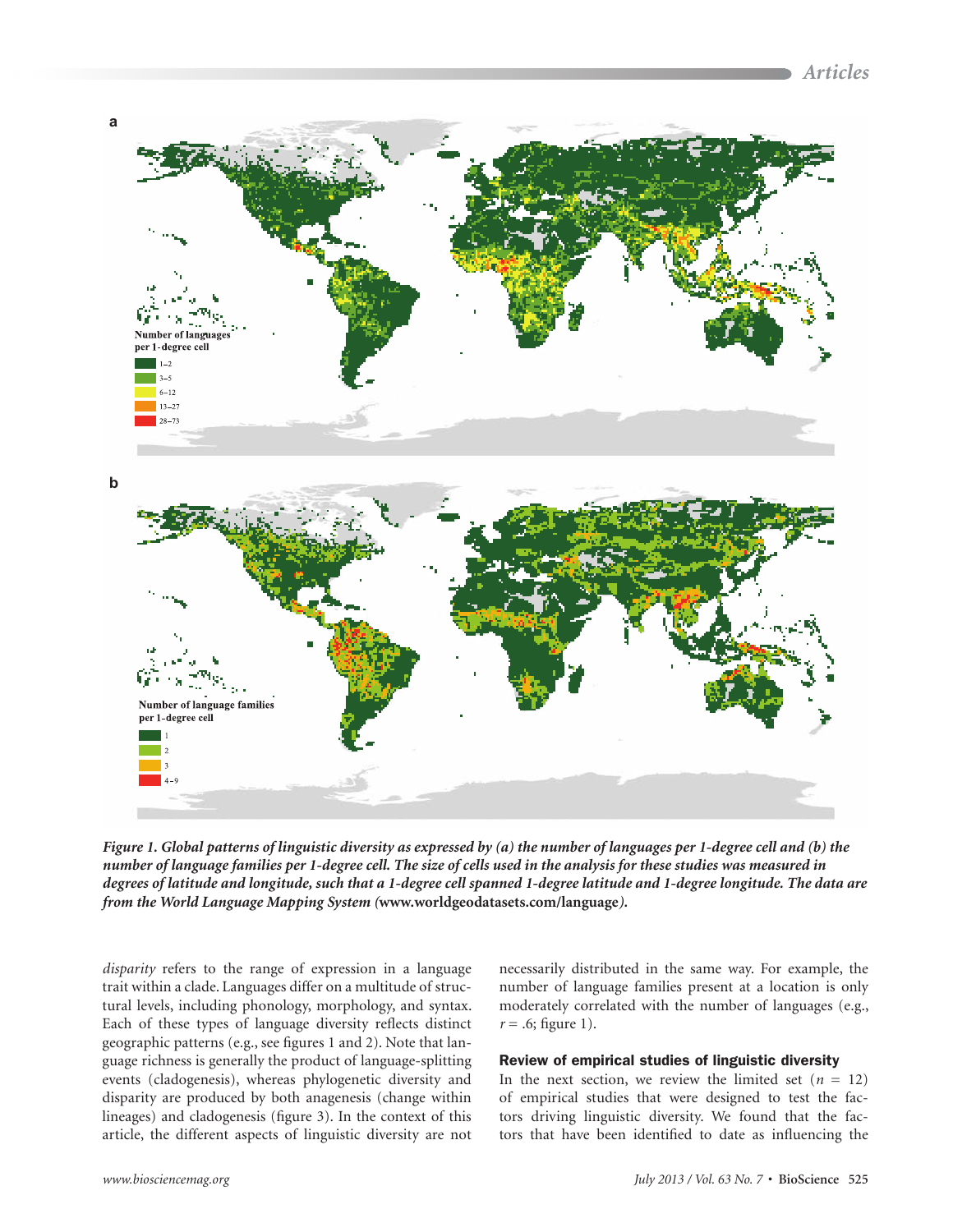*Figure 1. Global patterns of linguistic diversity as expressed by (a) the number of languages per 1-degree cell and (b) the number of language families per 1-degree cell. The size of cells used in the analysis for these studies was measured in degrees of latitude and longitude, such that a 1-degree cell spanned 1-degree latitude and 1-degree longitude. The data are from the World Language Mapping System* (www.worldgeodatasets.com/language)*.*

*disparity* refers to the range of expression in a language trait within a clade. Languages differ on a multitude of structural levels, including phonology, morphology, and syntax. Each of these types of language diversity reflects distinct geographic patterns (e.g., see figures 1 and 2). Note that language richness is generally the product of language-splitting events (cladogenesis), whereas phylogenetic diversity and disparity are produced by both anagenesis (change within lineages) and cladogenesis (figure 3). In the context of this article, the different aspects of linguistic diversity are not necessarily distributed in the same way. For example, the number of language families present at a location is only moderately correlated with the number of languages (e.g., $r = .6$; figure 1).

## Review of empirical studies of linguistic diversity

In the next section, we review the limited set ($n = 12$) of empirical studies that were designed to test the factors driving linguistic diversity. We found that the factors that have been identified to date as influencing the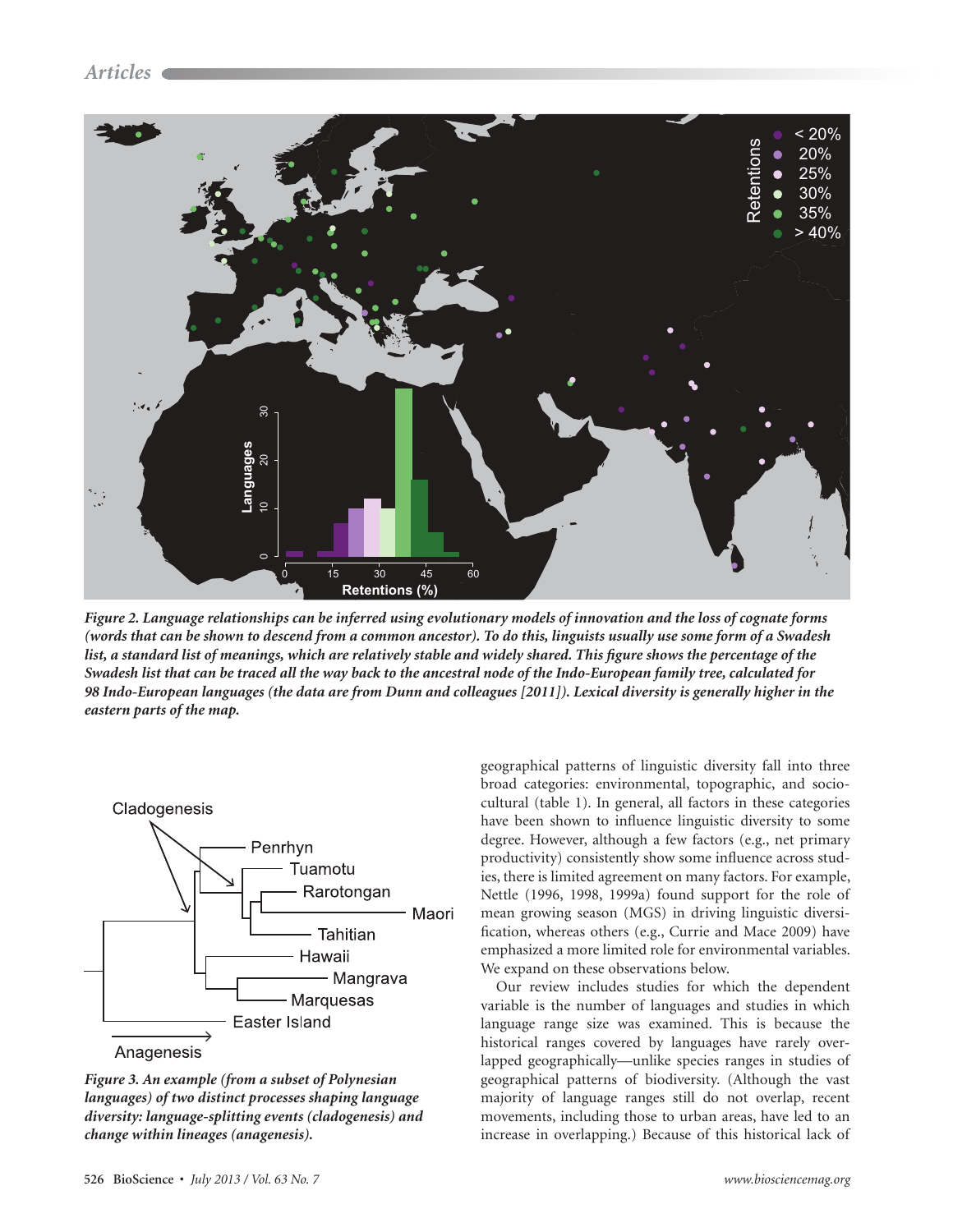*Figure 2. Language relationships can be inferred using evolutionary models of innovation and the loss of cognate forms (words that can be shown to descend from a common ancestor). To do this, linguists usually use some form of a Swadesh list, a standard list of meanings, which are relatively stable and widely shared. This figure shows the percentage of the Swadesh list that can be traced all the way back to the ancestral node of the Indo-European family tree, calculated for 98 Indo-European languages (the data are from Dunn and colleagues [2011]). Lexical diversity is generally higher in the eastern parts of the map.*

*Figure 3. An example (from a subset of Polynesian languages) of two distinct processes shaping language diversity: language-splitting events (cladogenesis) and change within lineages (anagenesis).*

geographical patterns of linguistic diversity fall into three broad categories: environmental, topographic, and sociocultural (table 1). In general, all factors in these categories have been shown to influence linguistic diversity to some degree. However, although a few factors (e.g., net primary productivity) consistently show some influence across studies, there is limited agreement on many factors. For example, Nettle (1996, 1998, 1999a) found support for the role of mean growing season (MGS) in driving linguistic diversification, whereas others (e.g., Currie and Mace 2009) have emphasized a more limited role for environmental variables. We expand on these observations below.

Our review includes studies for which the dependent variable is the number of languages and studies in which language range size was examined. This is because the historical ranges covered by languages have rarely overlapped geographically—unlike species ranges in studies of geographical patterns of biodiversity. (Although the vast majority of language ranges still do not overlap, recent movements, including those to urban areas, have led to an increase in overlapping.) Because of this historical lack of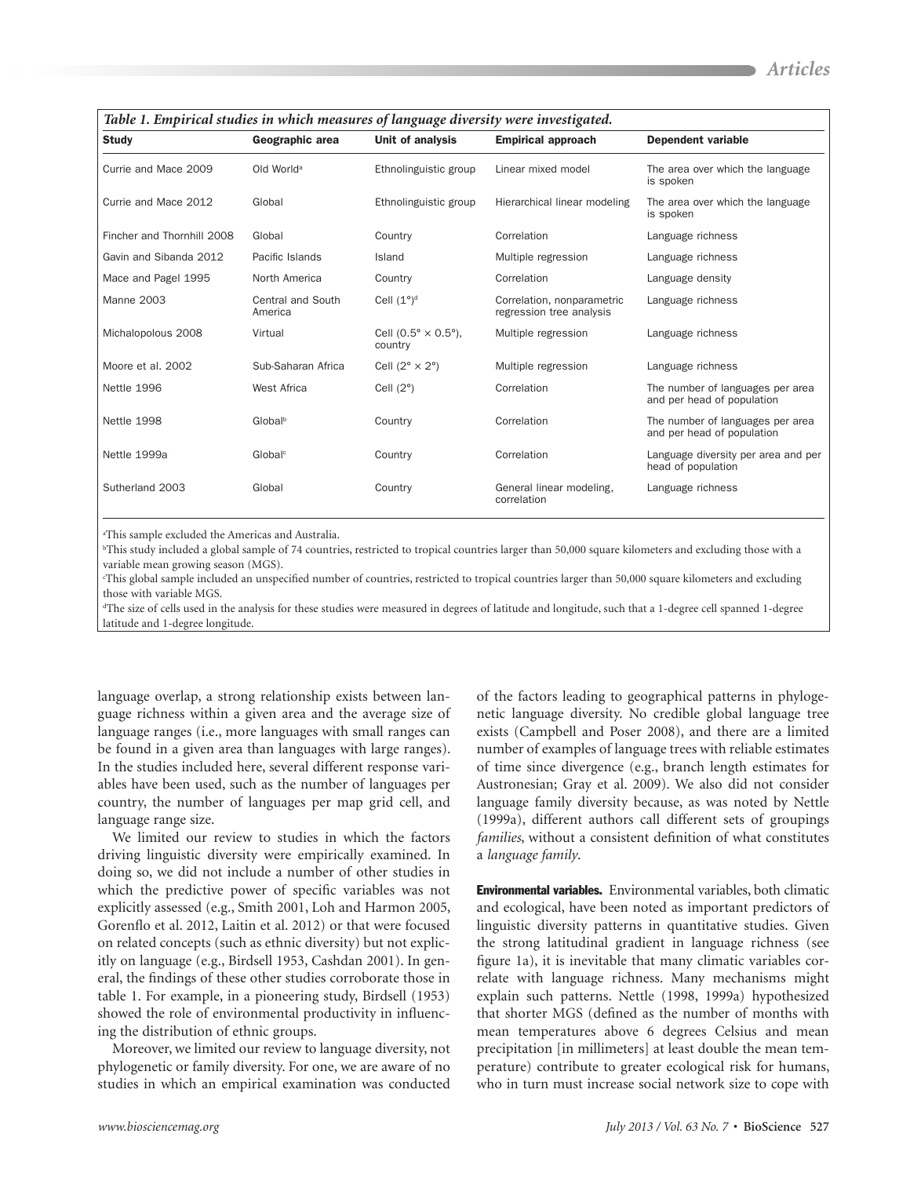*Table 1. Empirical studies in which measures of language diversity were investigated.*

| Study | Geographic area | Unit of analysis | Empirical approach | Dependent variable |
|---|---|---|---|---|
| Currie and Mace 2009 | Old World[a] | Ethnolinguistic group | Linear mixed model | The area over which the language is spoken |
| Currie and Mace 2012 | Global | Ethnolinguistic group | Hierarchical linear modeling | The area over which the language is spoken |
| Fincher and Thornhill 2008 | Global | Country | Correlation | Language richness |
| Gavin and Sibanda 2012 | Pacific Islands | Island | Multiple regression | Language richness |
| Mace and Pagel 1995 | North America | Country | Correlation | Language density |
| Manne 2003 | Central and South America | Cell (1°)[d] | Correlation, nonparametric regression tree analysis | Language richness |
| Michalopolous 2008 | Virtual | Cell (0.5° × 0.5°), country | Multiple regression | Language richness |
| Moore et al. 2002 | Sub-Saharan Africa | Cell (2° × 2°) | Multiple regression | Language richness |
| Nettle 1996 | West Africa | Cell (2°) | Correlation | The number of languages per area and per head of population |
| Nettle 1998 | Global[b] | Country | Correlation | The number of languages per area and per head of population |
| Nettle 1999a | Global[c] | Country | Correlation | Language diversity per area and per head of population |
| Sutherland 2003 | Global | Country | General linear modeling, correlation | Language richness |

[a]This sample excluded the Americas and Australia.

[b]This study included a global sample of 74 countries, restricted to tropical countries larger than 50,000 square kilometers and excluding those with a variable mean growing season (MGS).

[c]This global sample included an unspecified number of countries, restricted to tropical countries larger than 50,000 square kilometers and excluding those with variable MGS.

[d]The size of cells used in the analysis for these studies were measured in degrees of latitude and longitude, such that a 1-degree cell spanned 1-degree latitude and 1-degree longitude.

language overlap, a strong relationship exists between language richness within a given area and the average size of language ranges (i.e., more languages with small ranges can be found in a given area than languages with large ranges). In the studies included here, several different response variables have been used, such as the number of languages per country, the number of languages per map grid cell, and language range size.

We limited our review to studies in which the factors driving linguistic diversity were empirically examined. In doing so, we did not include a number of other studies in which the predictive power of specific variables was not explicitly assessed (e.g., Smith 2001, Loh and Harmon 2005, Gorenflo et al. 2012, Laitin et al. 2012) or that were focused on related concepts (such as ethnic diversity) but not explicitly on language (e.g., Birdsell 1953, Cashdan 2001). In general, the findings of these other studies corroborate those in table 1. For example, in a pioneering study, Birdsell (1953) showed the role of environmental productivity in influencing the distribution of ethnic groups.

Moreover, we limited our review to language diversity, not phylogenetic or family diversity. For one, we are aware of no studies in which an empirical examination was conducted of the factors leading to geographical patterns in phylogenetic language diversity. No credible global language tree exists (Campbell and Poser 2008), and there are a limited number of examples of language trees with reliable estimates of time since divergence (e.g., branch length estimates for Austronesian; Gray et al. 2009). We also did not consider language family diversity because, as was noted by Nettle (1999a), different authors call different sets of groupings *families*, without a consistent definition of what constitutes a *language family*.

**Environmental variables.** Environmental variables, both climatic and ecological, have been noted as important predictors of linguistic diversity patterns in quantitative studies. Given the strong latitudinal gradient in language richness (see figure 1a), it is inevitable that many climatic variables correlate with language richness. Many mechanisms might explain such patterns. Nettle (1998, 1999a) hypothesized that shorter MGS (defined as the number of months with mean temperatures above 6 degrees Celsius and mean precipitation [in millimeters] at least double the mean temperature) contribute to greater ecological risk for humans, who in turn must increase social network size to cope with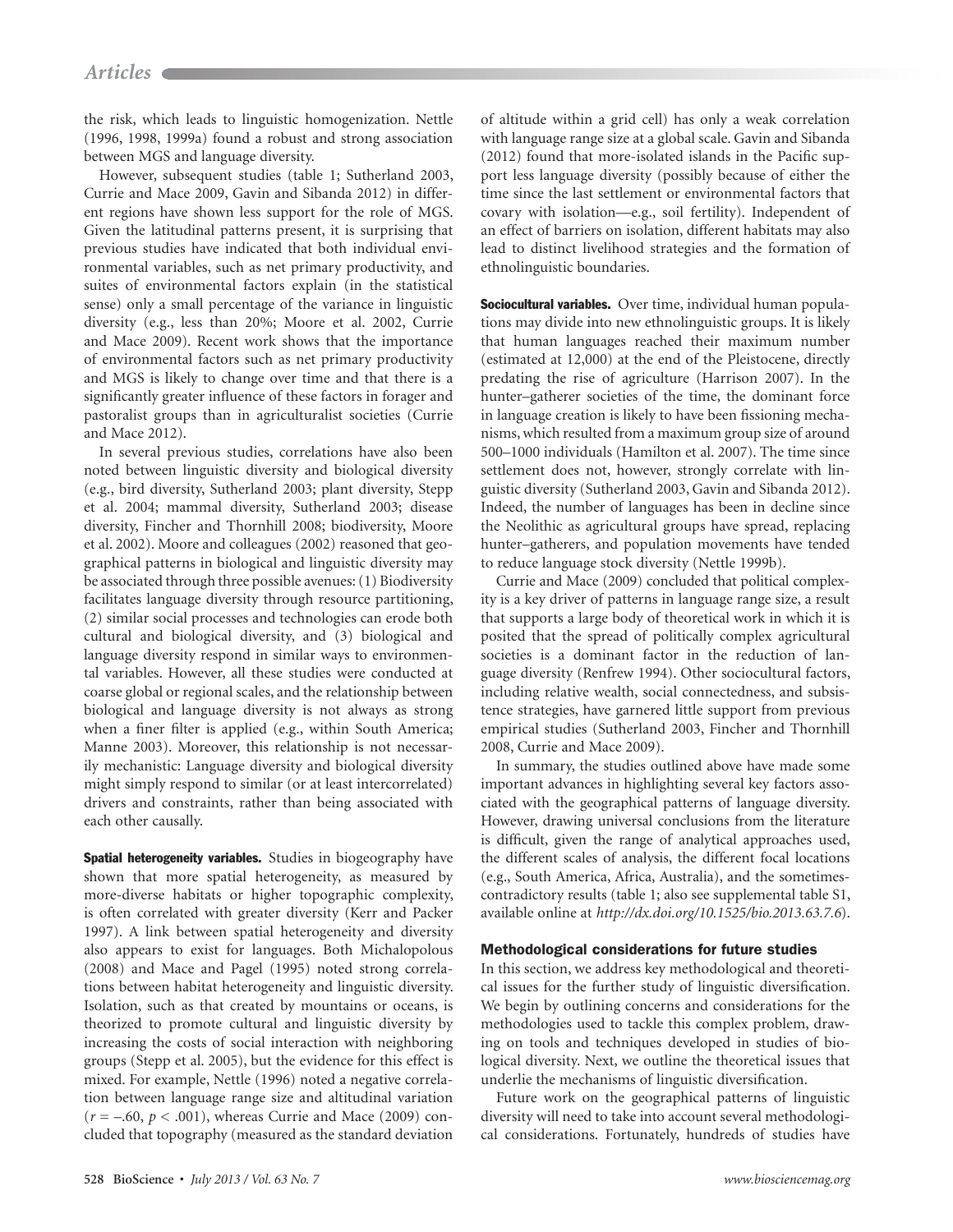the risk, which leads to linguistic homogenization. Nettle (1996, 1998, 1999a) found a robust and strong association between MGS and language diversity.

However, subsequent studies (table 1; Sutherland 2003, Currie and Mace 2009, Gavin and Sibanda 2012) in different regions have shown less support for the role of MGS. Given the latitudinal patterns present, it is surprising that previous studies have indicated that both individual environmental variables, such as net primary productivity, and suites of environmental factors explain (in the statistical sense) only a small percentage of the variance in linguistic diversity (e.g., less than 20%; Moore et al. 2002, Currie and Mace 2009). Recent work shows that the importance of environmental factors such as net primary productivity and MGS is likely to change over time and that there is a significantly greater influence of these factors in forager and pastoralist groups than in agriculturalist societies (Currie and Mace 2012).

In several previous studies, correlations have also been noted between linguistic diversity and biological diversity (e.g., bird diversity, Sutherland 2003; plant diversity, Stepp et al. 2004; mammal diversity, Sutherland 2003; disease diversity, Fincher and Thornhill 2008; biodiversity, Moore et al. 2002). Moore and colleagues (2002) reasoned that geographical patterns in biological and linguistic diversity may be associated through three possible avenues: (1) Biodiversity facilitates language diversity through resource partitioning, (2) similar social processes and technologies can erode both cultural and biological diversity, and (3) biological and language diversity respond in similar ways to environmental variables. However, all these studies were conducted at coarse global or regional scales, and the relationship between biological and language diversity is not always as strong when a finer filter is applied (e.g., within South America; Manne 2003). Moreover, this relationship is not necessarily mechanistic: Language diversity and biological diversity might simply respond to similar (or at least intercorrelated) drivers and constraints, rather than being associated with each other causally.

**Spatial heterogeneity variables.** Studies in biogeography have shown that more spatial heterogeneity, as measured by more-diverse habitats or higher topographic complexity, is often correlated with greater diversity (Kerr and Packer 1997). A link between spatial heterogeneity and diversity also appears to exist for languages. Both Michalopolous (2008) and Mace and Pagel (1995) noted strong correlations between habitat heterogeneity and linguistic diversity. Isolation, such as that created by mountains or oceans, is theorized to promote cultural and linguistic diversity by increasing the costs of social interaction with neighboring groups (Stepp et al. 2005), but the evidence for this effect is mixed. For example, Nettle (1996) noted a negative correlation between language range size and altitudinal variation ($r = -.60$, $p < .001$), whereas Currie and Mace (2009) concluded that topography (measured as the standard deviation of altitude within a grid cell) has only a weak correlation with language range size at a global scale. Gavin and Sibanda (2012) found that more-isolated islands in the Pacific support less language diversity (possibly because of either the time since the last settlement or environmental factors that covary with isolation—e.g., soil fertility). Independent of an effect of barriers on isolation, different habitats may also lead to distinct livelihood strategies and the formation of ethnolinguistic boundaries.

**Sociocultural variables.** Over time, individual human populations may divide into new ethnolinguistic groups. It is likely that human languages reached their maximum number (estimated at 12,000) at the end of the Pleistocene, directly predating the rise of agriculture (Harrison 2007). In the hunter–gatherer societies of the time, the dominant force in language creation is likely to have been fissioning mechanisms, which resulted from a maximum group size of around 500–1000 individuals (Hamilton et al. 2007). The time since settlement does not, however, strongly correlate with linguistic diversity (Sutherland 2003, Gavin and Sibanda 2012). Indeed, the number of languages has been in decline since the Neolithic as agricultural groups have spread, replacing hunter–gatherers, and population movements have tended to reduce language stock diversity (Nettle 1999b).

Currie and Mace (2009) concluded that political complexity is a key driver of patterns in language range size, a result that supports a large body of theoretical work in which it is posited that the spread of politically complex agricultural societies is a dominant factor in the reduction of language diversity (Renfrew 1994). Other sociocultural factors, including relative wealth, social connectedness, and subsistence strategies, have garnered little support from previous empirical studies (Sutherland 2003, Fincher and Thornhill 2008, Currie and Mace 2009).

In summary, the studies outlined above have made some important advances in highlighting several key factors associated with the geographical patterns of language diversity. However, drawing universal conclusions from the literature is difficult, given the range of analytical approaches used, the different scales of analysis, the different focal locations (e.g., South America, Africa, Australia), and the sometimes-contradictory results (table 1; also see supplemental table S1, available online at *http://dx.doi.org/10.1525/bio.2013.63.7.6*).

## Methodological considerations for future studies

In this section, we address key methodological and theoretical issues for the further study of linguistic diversification. We begin by outlining concerns and considerations for the methodologies used to tackle this complex problem, drawing on tools and techniques developed in studies of biological diversity. Next, we outline the theoretical issues that underlie the mechanisms of linguistic diversification.

Future work on the geographical patterns of linguistic diversity will need to take into account several methodological considerations. Fortunately, hundreds of studies have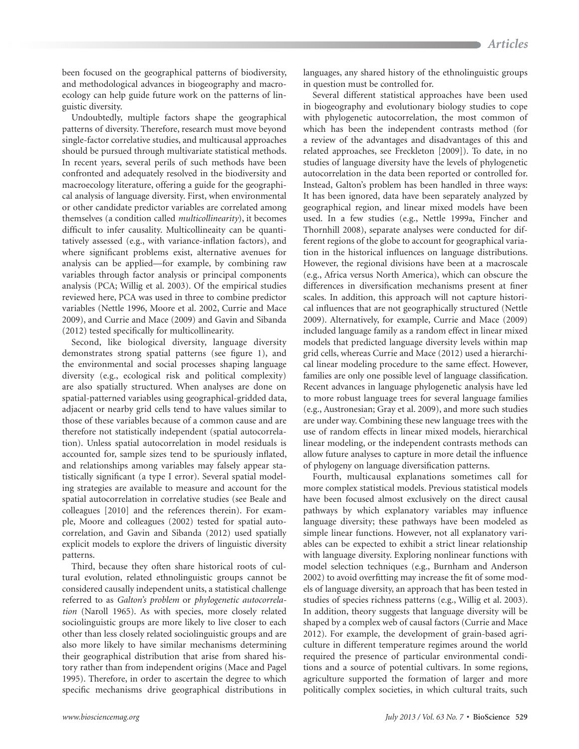been focused on the geographical patterns of biodiversity, and methodological advances in biogeography and macroecology can help guide future work on the patterns of linguistic diversity.

Undoubtedly, multiple factors shape the geographical patterns of diversity. Therefore, research must move beyond single-factor correlative studies, and multicausal approaches should be pursued through multivariate statistical methods. In recent years, several perils of such methods have been confronted and adequately resolved in the biodiversity and macroecology literature, offering a guide for the geographical analysis of language diversity. First, when environmental or other candidate predictor variables are correlated among themselves (a condition called *multicollinearity*), it becomes difficult to infer causality. Multicollineaity can be quantitatively assessed (e.g., with variance-inflation factors), and where significant problems exist, alternative avenues for analysis can be applied—for example, by combining raw variables through factor analysis or principal components analysis (PCA; Willig et al. 2003). Of the empirical studies reviewed here, PCA was used in three to combine predictor variables (Nettle 1996, Moore et al. 2002, Currie and Mace 2009), and Currie and Mace (2009) and Gavin and Sibanda (2012) tested specifically for multicollinearity.

Second, like biological diversity, language diversity demonstrates strong spatial patterns (see figure 1), and the environmental and social processes shaping language diversity (e.g., ecological risk and political complexity) are also spatially structured. When analyses are done on spatial-patterned variables using geographical-gridded data, adjacent or nearby grid cells tend to have values similar to those of these variables because of a common cause and are therefore not statistically independent (spatial autocorrelation). Unless spatial autocorrelation in model residuals is accounted for, sample sizes tend to be spuriously inflated, and relationships among variables may falsely appear statistically significant (a type I error). Several spatial modeling strategies are available to measure and account for the spatial autocorrelation in correlative studies (see Beale and colleagues [2010] and the references therein). For example, Moore and colleagues (2002) tested for spatial autocorrelation, and Gavin and Sibanda (2012) used spatially explicit models to explore the drivers of linguistic diversity patterns.

Third, because they often share historical roots of cultural evolution, related ethnolinguistic groups cannot be considered causally independent units, a statistical challenge referred to as *Galton's problem* or *phylogenetic autocorrelation* (Naroll 1965). As with species, more closely related sociolinguistic groups are more likely to live closer to each other than less closely related sociolinguistic groups and are also more likely to have similar mechanisms determining their geographical distribution that arise from shared history rather than from independent origins (Mace and Pagel 1995). Therefore, in order to ascertain the degree to which specific mechanisms drive geographical distributions in languages, any shared history of the ethnolinguistic groups in question must be controlled for.

Several different statistical approaches have been used in biogeography and evolutionary biology studies to cope with phylogenetic autocorrelation, the most common of which has been the independent contrasts method (for a review of the advantages and disadvantages of this and related approaches, see Freckleton [2009]). To date, in no studies of language diversity have the levels of phylogenetic autocorrelation in the data been reported or controlled for. Instead, Galton's problem has been handled in three ways: It has been ignored, data have been separately analyzed by geographical region, and linear mixed models have been used. In a few studies (e.g., Nettle 1999a, Fincher and Thornhill 2008), separate analyses were conducted for different regions of the globe to account for geographical variation in the historical influences on language distributions. However, the regional divisions have been at a macroscale (e.g., Africa versus North America), which can obscure the differences in diversification mechanisms present at finer scales. In addition, this approach will not capture historical influences that are not geographically structured (Nettle 2009). Alternatively, for example, Currie and Mace (2009) included language family as a random effect in linear mixed models that predicted language diversity levels within map grid cells, whereas Currie and Mace (2012) used a hierarchical linear modeling procedure to the same effect. However, families are only one possible level of language classification. Recent advances in language phylogenetic analysis have led to more robust language trees for several language families (e.g., Austronesian; Gray et al. 2009), and more such studies are under way. Combining these new language trees with the use of random effects in linear mixed models, hierarchical linear modeling, or the independent contrasts methods can allow future analyses to capture in more detail the influence of phylogeny on language diversification patterns.

Fourth, multicausal explanations sometimes call for more complex statistical models. Previous statistical models have been focused almost exclusively on the direct causal pathways by which explanatory variables may influence language diversity; these pathways have been modeled as simple linear functions. However, not all explanatory variables can be expected to exhibit a strict linear relationship with language diversity. Exploring nonlinear functions with model selection techniques (e.g., Burnham and Anderson 2002) to avoid overfitting may increase the fit of some models of language diversity, an approach that has been tested in studies of species richness patterns (e.g., Willig et al. 2003). In addition, theory suggests that language diversity will be shaped by a complex web of causal factors (Currie and Mace 2012). For example, the development of grain-based agriculture in different temperature regimes around the world required the presence of particular environmental conditions and a source of potential cultivars. In some regions, agriculture supported the formation of larger and more politically complex societies, in which cultural traits, such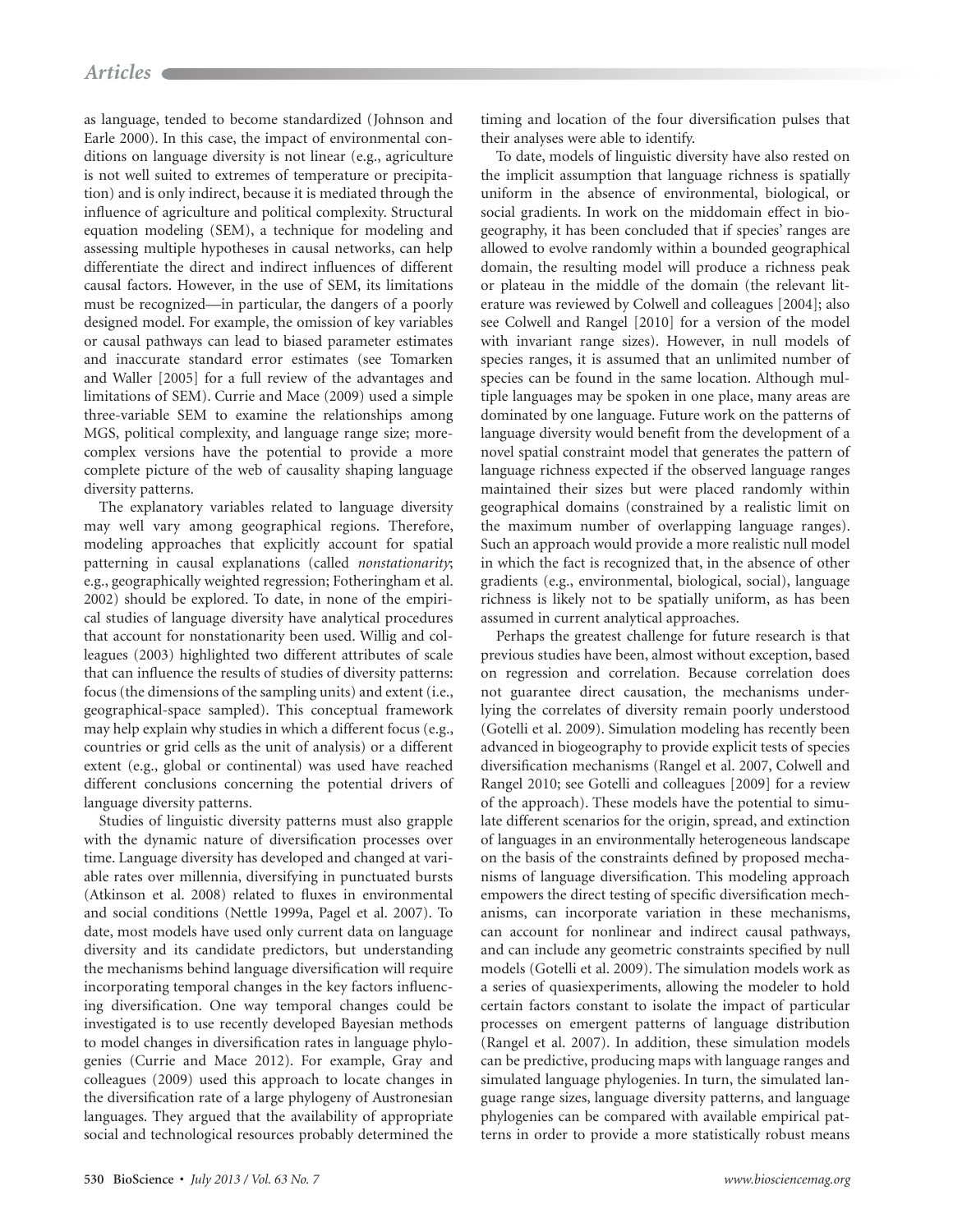as language, tended to become standardized (Johnson and Earle 2000). In this case, the impact of environmental conditions on language diversity is not linear (e.g., agriculture is not well suited to extremes of temperature or precipitation) and is only indirect, because it is mediated through the influence of agriculture and political complexity. Structural equation modeling (SEM), a technique for modeling and assessing multiple hypotheses in causal networks, can help differentiate the direct and indirect influences of different causal factors. However, in the use of SEM, its limitations must be recognized—in particular, the dangers of a poorly designed model. For example, the omission of key variables or causal pathways can lead to biased parameter estimates and inaccurate standard error estimates (see Tomarken and Waller [2005] for a full review of the advantages and limitations of SEM). Currie and Mace (2009) used a simple three-variable SEM to examine the relationships among MGS, political complexity, and language range size; more-complex versions have the potential to provide a more complete picture of the web of causality shaping language diversity patterns.

The explanatory variables related to language diversity may well vary among geographical regions. Therefore, modeling approaches that explicitly account for spatial patterning in causal explanations (called *nonstationarity*; e.g., geographically weighted regression; Fotheringham et al. 2002) should be explored. To date, in none of the empirical studies of language diversity have analytical procedures that account for nonstationarity been used. Willig and colleagues (2003) highlighted two different attributes of scale that can influence the results of studies of diversity patterns: focus (the dimensions of the sampling units) and extent (i.e., geographical-space sampled). This conceptual framework may help explain why studies in which a different focus (e.g., countries or grid cells as the unit of analysis) or a different extent (e.g., global or continental) was used have reached different conclusions concerning the potential drivers of language diversity patterns.

Studies of linguistic diversity patterns must also grapple with the dynamic nature of diversification processes over time. Language diversity has developed and changed at variable rates over millennia, diversifying in punctuated bursts (Atkinson et al. 2008) related to fluxes in environmental and social conditions (Nettle 1999a, Pagel et al. 2007). To date, most models have used only current data on language diversity and its candidate predictors, but understanding the mechanisms behind language diversification will require incorporating temporal changes in the key factors influencing diversification. One way temporal changes could be investigated is to use recently developed Bayesian methods to model changes in diversification rates in language phylogenies (Currie and Mace 2012). For example, Gray and colleagues (2009) used this approach to locate changes in the diversification rate of a large phylogeny of Austronesian languages. They argued that the availability of appropriate social and technological resources probably determined the timing and location of the four diversification pulses that their analyses were able to identify.

To date, models of linguistic diversity have also rested on the implicit assumption that language richness is spatially uniform in the absence of environmental, biological, or social gradients. In work on the middomain effect in biogeography, it has been concluded that if species' ranges are allowed to evolve randomly within a bounded geographical domain, the resulting model will produce a richness peak or plateau in the middle of the domain (the relevant literature was reviewed by Colwell and colleagues [2004]; also see Colwell and Rangel [2010] for a version of the model with invariant range sizes). However, in null models of species ranges, it is assumed that an unlimited number of species can be found in the same location. Although multiple languages may be spoken in one place, many areas are dominated by one language. Future work on the patterns of language diversity would benefit from the development of a novel spatial constraint model that generates the pattern of language richness expected if the observed language ranges maintained their sizes but were placed randomly within geographical domains (constrained by a realistic limit on the maximum number of overlapping language ranges). Such an approach would provide a more realistic null model in which the fact is recognized that, in the absence of other gradients (e.g., environmental, biological, social), language richness is likely not to be spatially uniform, as has been assumed in current analytical approaches.

Perhaps the greatest challenge for future research is that previous studies have been, almost without exception, based on regression and correlation. Because correlation does not guarantee direct causation, the mechanisms underlying the correlates of diversity remain poorly understood (Gotelli et al. 2009). Simulation modeling has recently been advanced in biogeography to provide explicit tests of species diversification mechanisms (Rangel et al. 2007, Colwell and Rangel 2010; see Gotelli and colleagues [2009] for a review of the approach). These models have the potential to simulate different scenarios for the origin, spread, and extinction of languages in an environmentally heterogeneous landscape on the basis of the constraints defined by proposed mechanisms of language diversification. This modeling approach empowers the direct testing of specific diversification mechanisms, can incorporate variation in these mechanisms, can account for nonlinear and indirect causal pathways, and can include any geometric constraints specified by null models (Gotelli et al. 2009). The simulation models work as a series of quasiexperiments, allowing the modeler to hold certain factors constant to isolate the impact of particular processes on emergent patterns of language distribution (Rangel et al. 2007). In addition, these simulation models can be predictive, producing maps with language ranges and simulated language phylogenies. In turn, the simulated language range sizes, language diversity patterns, and language phylogenies can be compared with available empirical patterns in order to provide a more statistically robust means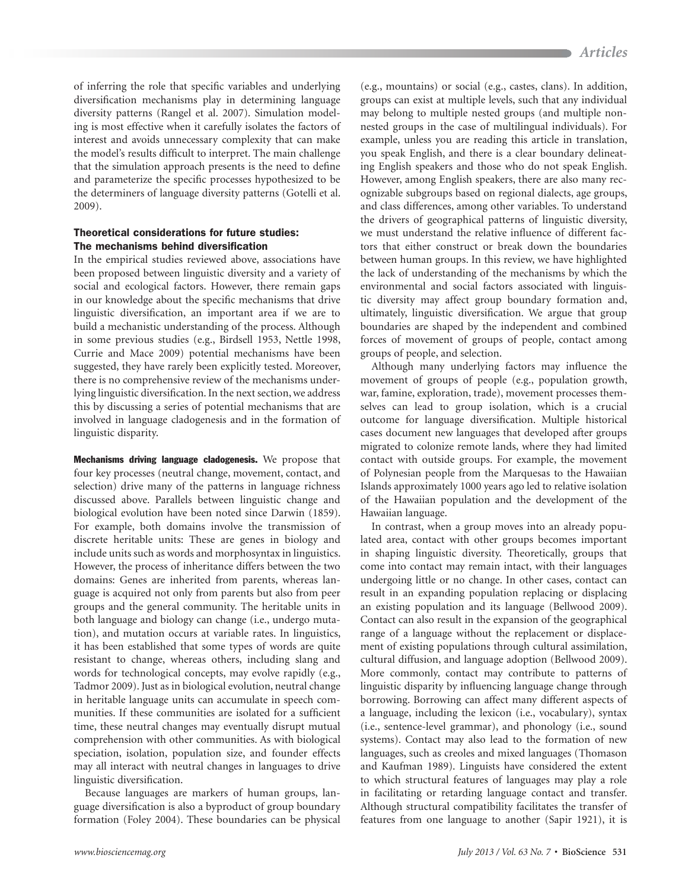of inferring the role that specific variables and underlying diversification mechanisms play in determining language diversity patterns (Rangel et al. 2007). Simulation modeling is most effective when it carefully isolates the factors of interest and avoids unnecessary complexity that can make the model's results difficult to interpret. The main challenge that the simulation approach presents is the need to define and parameterize the specific processes hypothesized to be the determiners of language diversity patterns (Gotelli et al. 2009).

## Theoretical considerations for future studies: The mechanisms behind diversification

In the empirical studies reviewed above, associations have been proposed between linguistic diversity and a variety of social and ecological factors. However, there remain gaps in our knowledge about the specific mechanisms that drive linguistic diversification, an important area if we are to build a mechanistic understanding of the process. Although in some previous studies (e.g., Birdsell 1953, Nettle 1998, Currie and Mace 2009) potential mechanisms have been suggested, they have rarely been explicitly tested. Moreover, there is no comprehensive review of the mechanisms underlying linguistic diversification. In the next section, we address this by discussing a series of potential mechanisms that are involved in language cladogenesis and in the formation of linguistic disparity.

**Mechanisms driving language cladogenesis.** We propose that four key processes (neutral change, movement, contact, and selection) drive many of the patterns in language richness discussed above. Parallels between linguistic change and biological evolution have been noted since Darwin (1859). For example, both domains involve the transmission of discrete heritable units: These are genes in biology and include units such as words and morphosyntax in linguistics. However, the process of inheritance differs between the two domains: Genes are inherited from parents, whereas language is acquired not only from parents but also from peer groups and the general community. The heritable units in both language and biology can change (i.e., undergo mutation), and mutation occurs at variable rates. In linguistics, it has been established that some types of words are quite resistant to change, whereas others, including slang and words for technological concepts, may evolve rapidly (e.g., Tadmor 2009). Just as in biological evolution, neutral change in heritable language units can accumulate in speech communities. If these communities are isolated for a sufficient time, these neutral changes may eventually disrupt mutual comprehension with other communities. As with biological speciation, isolation, population size, and founder effects may all interact with neutral changes in languages to drive linguistic diversification.

Because languages are markers of human groups, language diversification is also a byproduct of group boundary formation (Foley 2004). These boundaries can be physical (e.g., mountains) or social (e.g., castes, clans). In addition, groups can exist at multiple levels, such that any individual may belong to multiple nested groups (and multiple non-nested groups in the case of multilingual individuals). For example, unless you are reading this article in translation, you speak English, and there is a clear boundary delineating English speakers and those who do not speak English. However, among English speakers, there are also many recognizable subgroups based on regional dialects, age groups, and class differences, among other variables. To understand the drivers of geographical patterns of linguistic diversity, we must understand the relative influence of different factors that either construct or break down the boundaries between human groups. In this review, we have highlighted the lack of understanding of the mechanisms by which the environmental and social factors associated with linguistic diversity may affect group boundary formation and, ultimately, linguistic diversification. We argue that group boundaries are shaped by the independent and combined forces of movement of groups of people, contact among groups of people, and selection.

Although many underlying factors may influence the movement of groups of people (e.g., population growth, war, famine, exploration, trade), movement processes themselves can lead to group isolation, which is a crucial outcome for language diversification. Multiple historical cases document new languages that developed after groups migrated to colonize remote lands, where they had limited contact with outside groups. For example, the movement of Polynesian people from the Marquesas to the Hawaiian Islands approximately 1000 years ago led to relative isolation of the Hawaiian population and the development of the Hawaiian language.

In contrast, when a group moves into an already populated area, contact with other groups becomes important in shaping linguistic diversity. Theoretically, groups that come into contact may remain intact, with their languages undergoing little or no change. In other cases, contact can result in an expanding population replacing or displacing an existing population and its language (Bellwood 2009). Contact can also result in the expansion of the geographical range of a language without the replacement or displacement of existing populations through cultural assimilation, cultural diffusion, and language adoption (Bellwood 2009). More commonly, contact may contribute to patterns of linguistic disparity by influencing language change through borrowing. Borrowing can affect many different aspects of a language, including the lexicon (i.e., vocabulary), syntax (i.e., sentence-level grammar), and phonology (i.e., sound systems). Contact may also lead to the formation of new languages, such as creoles and mixed languages (Thomason and Kaufman 1989). Linguists have considered the extent to which structural features of languages may play a role in facilitating or retarding language contact and transfer. Although structural compatibility facilitates the transfer of features from one language to another (Sapir 1921), it is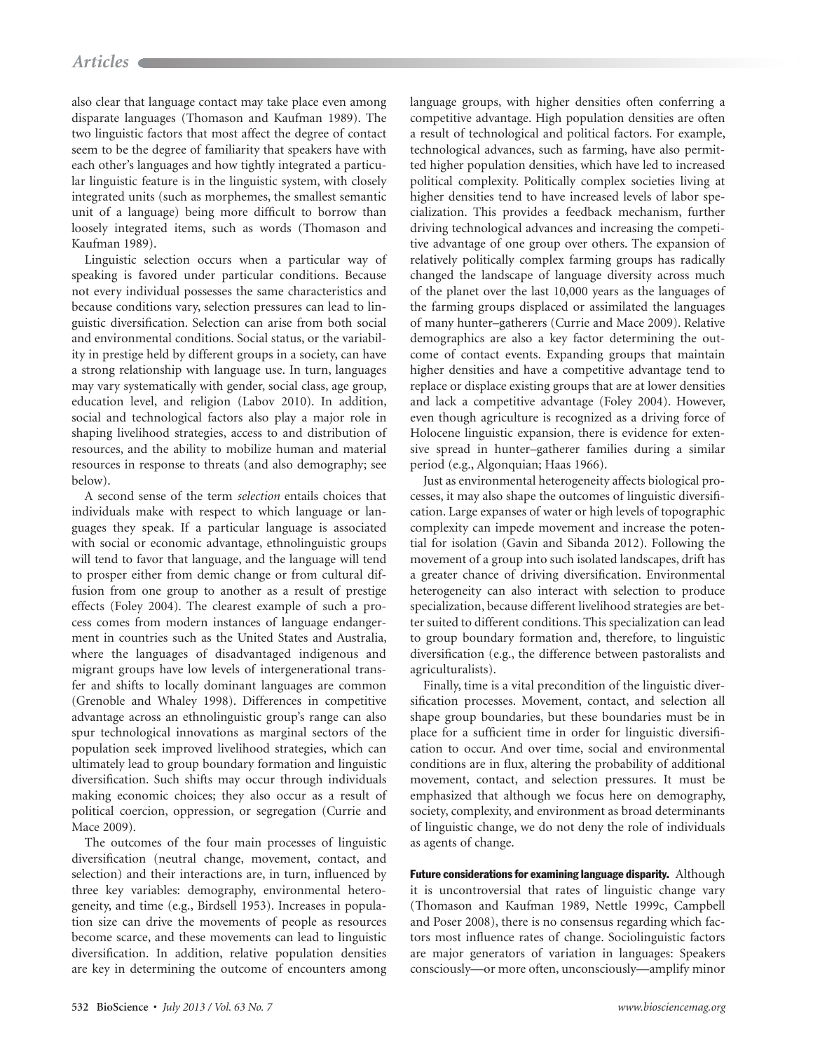also clear that language contact may take place even among disparate languages (Thomason and Kaufman 1989). The two linguistic factors that most affect the degree of contact seem to be the degree of familiarity that speakers have with each other's languages and how tightly integrated a particular linguistic feature is in the linguistic system, with closely integrated units (such as morphemes, the smallest semantic unit of a language) being more difficult to borrow than loosely integrated items, such as words (Thomason and Kaufman 1989).

Linguistic selection occurs when a particular way of speaking is favored under particular conditions. Because not every individual possesses the same characteristics and because conditions vary, selection pressures can lead to linguistic diversification. Selection can arise from both social and environmental conditions. Social status, or the variability in prestige held by different groups in a society, can have a strong relationship with language use. In turn, languages may vary systematically with gender, social class, age group, education level, and religion (Labov 2010). In addition, social and technological factors also play a major role in shaping livelihood strategies, access to and distribution of resources, and the ability to mobilize human and material resources in response to threats (and also demography; see below).

A second sense of the term *selection* entails choices that individuals make with respect to which language or languages they speak. If a particular language is associated with social or economic advantage, ethnolinguistic groups will tend to favor that language, and the language will tend to prosper either from demic change or from cultural diffusion from one group to another as a result of prestige effects (Foley 2004). The clearest example of such a process comes from modern instances of language endangerment in countries such as the United States and Australia, where the languages of disadvantaged indigenous and migrant groups have low levels of intergenerational transfer and shifts to locally dominant languages are common (Grenoble and Whaley 1998). Differences in competitive advantage across an ethnolinguistic group's range can also spur technological innovations as marginal sectors of the population seek improved livelihood strategies, which can ultimately lead to group boundary formation and linguistic diversification. Such shifts may occur through individuals making economic choices; they also occur as a result of political coercion, oppression, or segregation (Currie and Mace 2009).

The outcomes of the four main processes of linguistic diversification (neutral change, movement, contact, and selection) and their interactions are, in turn, influenced by three key variables: demography, environmental heterogeneity, and time (e.g., Birdsell 1953). Increases in population size can drive the movements of people as resources become scarce, and these movements can lead to linguistic diversification. In addition, relative population densities are key in determining the outcome of encounters among language groups, with higher densities often conferring a competitive advantage. High population densities are often a result of technological and political factors. For example, technological advances, such as farming, have also permitted higher population densities, which have led to increased political complexity. Politically complex societies living at higher densities tend to have increased levels of labor specialization. This provides a feedback mechanism, further driving technological advances and increasing the competitive advantage of one group over others. The expansion of relatively politically complex farming groups has radically changed the landscape of language diversity across much of the planet over the last 10,000 years as the languages of the farming groups displaced or assimilated the languages of many hunter–gatherers (Currie and Mace 2009). Relative demographics are also a key factor determining the outcome of contact events. Expanding groups that maintain higher densities and have a competitive advantage tend to replace or displace existing groups that are at lower densities and lack a competitive advantage (Foley 2004). However, even though agriculture is recognized as a driving force of Holocene linguistic expansion, there is evidence for extensive spread in hunter–gatherer families during a similar period (e.g., Algonquian; Haas 1966).

Just as environmental heterogeneity affects biological processes, it may also shape the outcomes of linguistic diversification. Large expanses of water or high levels of topographic complexity can impede movement and increase the potential for isolation (Gavin and Sibanda 2012). Following the movement of a group into such isolated landscapes, drift has a greater chance of driving diversification. Environmental heterogeneity can also interact with selection to produce specialization, because different livelihood strategies are better suited to different conditions. This specialization can lead to group boundary formation and, therefore, to linguistic diversification (e.g., the difference between pastoralists and agriculturalists).

Finally, time is a vital precondition of the linguistic diversification processes. Movement, contact, and selection all shape group boundaries, but these boundaries must be in place for a sufficient time in order for linguistic diversification to occur. And over time, social and environmental conditions are in flux, altering the probability of additional movement, contact, and selection pressures. It must be emphasized that although we focus here on demography, society, complexity, and environment as broad determinants of linguistic change, we do not deny the role of individuals as agents of change.

**Future considerations for examining language disparity.** Although it is uncontroversial that rates of linguistic change vary (Thomason and Kaufman 1989, Nettle 1999c, Campbell and Poser 2008), there is no consensus regarding which factors most influence rates of change. Sociolinguistic factors are major generators of variation in languages: Speakers consciously—or more often, unconsciously—amplify minor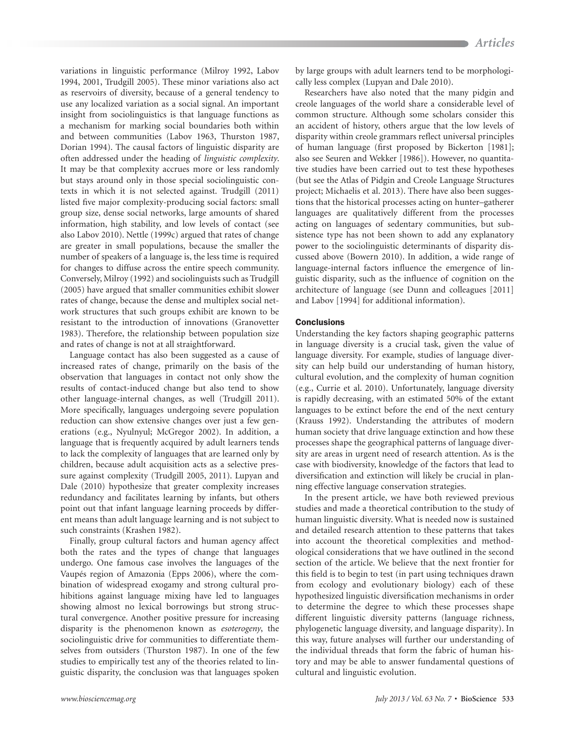variations in linguistic performance (Milroy 1992, Labov 1994, 2001, Trudgill 2005). These minor variations also act as reservoirs of diversity, because of a general tendency to use any localized variation as a social signal. An important insight from sociolinguistics is that language functions as a mechanism for marking social boundaries both within and between communities (Labov 1963, Thurston 1987, Dorian 1994). The causal factors of linguistic disparity are often addressed under the heading of *linguistic complexity*. It may be that complexity accrues more or less randomly but stays around only in those special sociolinguistic contexts in which it is not selected against. Trudgill (2011) listed five major complexity-producing social factors: small group size, dense social networks, large amounts of shared information, high stability, and low levels of contact (see also Labov 2010). Nettle (1999c) argued that rates of change are greater in small populations, because the smaller the number of speakers of a language is, the less time is required for changes to diffuse across the entire speech community. Conversely, Milroy (1992) and sociolinguists such as Trudgill (2005) have argued that smaller communities exhibit slower rates of change, because the dense and multiplex social network structures that such groups exhibit are known to be resistant to the introduction of innovations (Granovetter 1983). Therefore, the relationship between population size and rates of change is not at all straightforward.

Language contact has also been suggested as a cause of increased rates of change, primarily on the basis of the observation that languages in contact not only show the results of contact-induced change but also tend to show other language-internal changes, as well (Trudgill 2011). More specifically, languages undergoing severe population reduction can show extensive changes over just a few generations (e.g., Nyulnyul; McGregor 2002). In addition, a language that is frequently acquired by adult learners tends to lack the complexity of languages that are learned only by children, because adult acquisition acts as a selective pressure against complexity (Trudgill 2005, 2011). Lupyan and Dale (2010) hypothesize that greater complexity increases redundancy and facilitates learning by infants, but others point out that infant language learning proceeds by different means than adult language learning and is not subject to such constraints (Krashen 1982).

Finally, group cultural factors and human agency affect both the rates and the types of change that languages undergo. One famous case involves the languages of the Vaupés region of Amazonia (Epps 2006), where the combination of widespread exogamy and strong cultural prohibitions against language mixing have led to languages showing almost no lexical borrowings but strong structural convergence. Another positive pressure for increasing disparity is the phenomenon known as *esoterogeny*, the sociolinguistic drive for communities to differentiate themselves from outsiders (Thurston 1987). In one of the few studies to empirically test any of the theories related to linguistic disparity, the conclusion was that languages spoken by large groups with adult learners tend to be morphologically less complex (Lupyan and Dale 2010).

Researchers have also noted that the many pidgin and creole languages of the world share a considerable level of common structure. Although some scholars consider this an accident of history, others argue that the low levels of disparity within creole grammars reflect universal principles of human language (first proposed by Bickerton [1981]; also see Seuren and Wekker [1986]). However, no quantitative studies have been carried out to test these hypotheses (but see the Atlas of Pidgin and Creole Language Structures project; Michaelis et al. 2013). There have also been suggestions that the historical processes acting on hunter–gatherer languages are qualitatively different from the processes acting on languages of sedentary communities, but subsistence type has not been shown to add any explanatory power to the sociolinguistic determinants of disparity discussed above (Bowern 2010). In addition, a wide range of language-internal factors influence the emergence of linguistic disparity, such as the influence of cognition on the architecture of language (see Dunn and colleagues [2011] and Labov [1994] for additional information).

## Conclusions

Understanding the key factors shaping geographic patterns in language diversity is a crucial task, given the value of language diversity. For example, studies of language diversity can help build our understanding of human history, cultural evolution, and the complexity of human cognition (e.g., Currie et al. 2010). Unfortunately, language diversity is rapidly decreasing, with an estimated 50% of the extant languages to be extinct before the end of the next century (Krauss 1992). Understanding the attributes of modern human society that drive language extinction and how these processes shape the geographical patterns of language diversity are areas in urgent need of research attention. As is the case with biodiversity, knowledge of the factors that lead to diversification and extinction will likely be crucial in planning effective language conservation strategies.

In the present article, we have both reviewed previous studies and made a theoretical contribution to the study of human linguistic diversity. What is needed now is sustained and detailed research attention to these patterns that takes into account the theoretical complexities and methodological considerations that we have outlined in the second section of the article. We believe that the next frontier for this field is to begin to test (in part using techniques drawn from ecology and evolutionary biology) each of these hypothesized linguistic diversification mechanisms in order to determine the degree to which these processes shape different linguistic diversity patterns (language richness, phylogenetic language diversity, and language disparity). In this way, future analyses will further our understanding of the individual threads that form the fabric of human history and may be able to answer fundamental questions of cultural and linguistic evolution.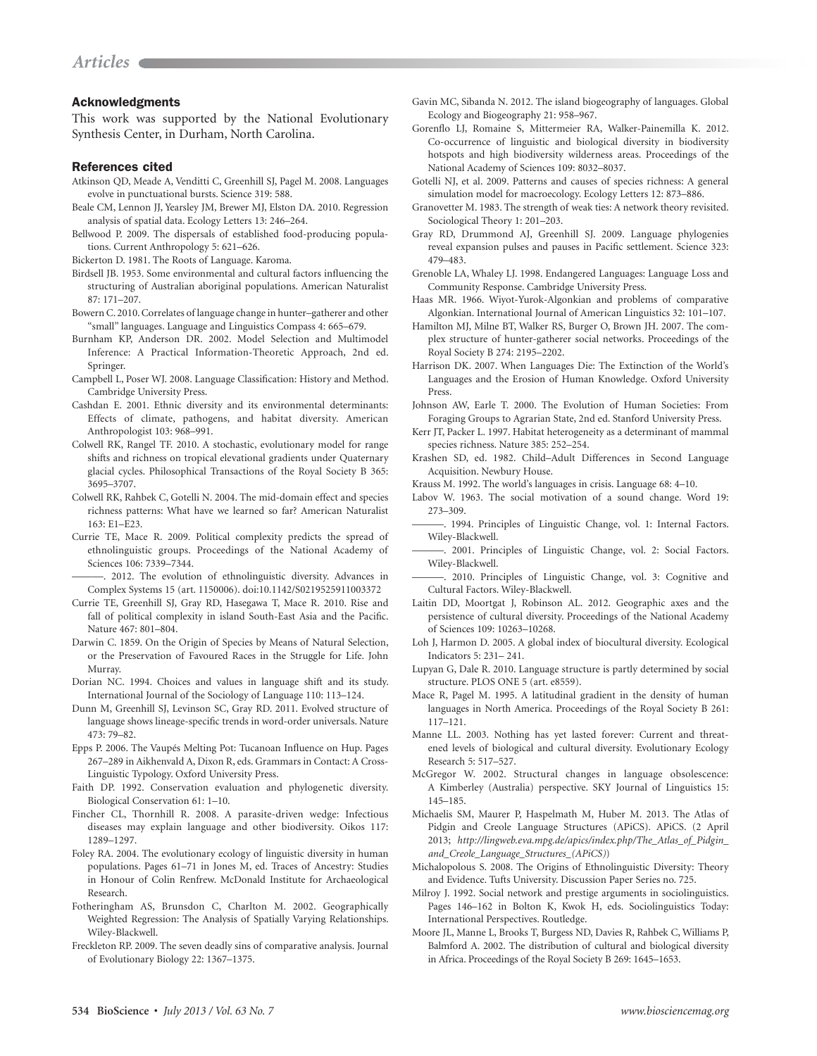## Acknowledgments

This work was supported by the National Evolutionary Synthesis Center, in Durham, North Carolina.

## References cited

Atkinson QD, Meade A, Venditti C, Greenhill SJ, Pagel M. 2008. Languages evolve in punctuational bursts. Science 319: 588.

Beale CM, Lennon JJ, Yearsley JM, Brewer MJ, Elston DA. 2010. Regression analysis of spatial data. Ecology Letters 13: 246–264.

Bellwood P. 2009. The dispersals of established food-producing populations. Current Anthropology 5: 621–626.

Bickerton D. 1981. The Roots of Language. Karoma.

Birdsell JB. 1953. Some environmental and cultural factors influencing the structuring of Australian aboriginal populations. American Naturalist 87: 171–207.

Bowern C. 2010. Correlates of language change in hunter–gatherer and other "small" languages. Language and Linguistics Compass 4: 665–679.

Burnham KP, Anderson DR. 2002. Model Selection and Multimodel Inference: A Practical Information-Theoretic Approach, 2nd ed. Springer.

Campbell L, Poser WJ. 2008. Language Classification: History and Method. Cambridge University Press.

Cashdan E. 2001. Ethnic diversity and its environmental determinants: Effects of climate, pathogens, and habitat diversity. American Anthropologist 103: 968–991.

Colwell RK, Rangel TF. 2010. A stochastic, evolutionary model for range shifts and richness on tropical elevational gradients under Quaternary glacial cycles. Philosophical Transactions of the Royal Society B 365: 3695–3707.

Colwell RK, Rahbek C, Gotelli N. 2004. The mid-domain effect and species richness patterns: What have we learned so far? American Naturalist 163: E1–E23.

Currie TE, Mace R. 2009. Political complexity predicts the spread of ethnolinguistic groups. Proceedings of the National Academy of Sciences 106: 7339–7344.

———. 2012. The evolution of ethnolinguistic diversity. Advances in Complex Systems 15 (art. 1150006). doi:10.1142/S0219525911003372

Currie TE, Greenhill SJ, Gray RD, Hasegawa T, Mace R. 2010. Rise and fall of political complexity in island South-East Asia and the Pacific. Nature 467: 801–804.

Darwin C. 1859. On the Origin of Species by Means of Natural Selection, or the Preservation of Favoured Races in the Struggle for Life. John Murray.

Dorian NC. 1994. Choices and values in language shift and its study. International Journal of the Sociology of Language 110: 113–124.

Dunn M, Greenhill SJ, Levinson SC, Gray RD. 2011. Evolved structure of language shows lineage-specific trends in word-order universals. Nature 473: 79–82.

Epps P. 2006. The Vaupés Melting Pot: Tucanoan Influence on Hup. Pages 267–289 in Aikhenvald A, Dixon R, eds. Grammars in Contact: A Cross-Linguistic Typology. Oxford University Press.

Faith DP. 1992. Conservation evaluation and phylogenetic diversity. Biological Conservation 61: 1–10.

Fincher CL, Thornhill R. 2008. A parasite-driven wedge: Infectious diseases may explain language and other biodiversity. Oikos 117: 1289–1297.

Foley RA. 2004. The evolutionary ecology of linguistic diversity in human populations. Pages 61–71 in Jones M, ed. Traces of Ancestry: Studies in Honour of Colin Renfrew. McDonald Institute for Archaeological Research.

Fotheringham AS, Brunsdon C, Charlton M. 2002. Geographically Weighted Regression: The Analysis of Spatially Varying Relationships. Wiley-Blackwell.

Freckleton RP. 2009. The seven deadly sins of comparative analysis. Journal of Evolutionary Biology 22: 1367–1375.

Gavin MC, Sibanda N. 2012. The island biogeography of languages. Global Ecology and Biogeography 21: 958–967.

Gorenflo LJ, Romaine S, Mittermeier RA, Walker-Painemilla K. 2012. Co-occurrence of linguistic and biological diversity in biodiversity hotspots and high biodiversity wilderness areas. Proceedings of the National Academy of Sciences 109: 8032–8037.

Gotelli NJ, et al. 2009. Patterns and causes of species richness: A general simulation model for macroecology. Ecology Letters 12: 873–886.

Granovetter M. 1983. The strength of weak ties: A network theory revisited. Sociological Theory 1: 201–203.

Gray RD, Drummond AJ, Greenhill SJ. 2009. Language phylogenies reveal expansion pulses and pauses in Pacific settlement. Science 323: 479–483.

Grenoble LA, Whaley LJ. 1998. Endangered Languages: Language Loss and Community Response. Cambridge University Press.

Haas MR. 1966. Wiyot-Yurok-Algonkian and problems of comparative Algonkian. International Journal of American Linguistics 32: 101–107.

Hamilton MJ, Milne BT, Walker RS, Burger O, Brown JH. 2007. The complex structure of hunter-gatherer social networks. Proceedings of the Royal Society B 274: 2195–2202.

Harrison DK. 2007. When Languages Die: The Extinction of the World's Languages and the Erosion of Human Knowledge. Oxford University Press.

Johnson AW, Earle T. 2000. The Evolution of Human Societies: From Foraging Groups to Agrarian State, 2nd ed. Stanford University Press.

Kerr JT, Packer L. 1997. Habitat heterogeneity as a determinant of mammal species richness. Nature 385: 252–254.

Krashen SD, ed. 1982. Child–Adult Differences in Second Language Acquisition. Newbury House.

Krauss M. 1992. The world's languages in crisis. Language 68: 4–10.

Labov W. 1963. The social motivation of a sound change. Word 19: 273–309.

———. 1994. Principles of Linguistic Change, vol. 1: Internal Factors. Wiley-Blackwell.

———. 2001. Principles of Linguistic Change, vol. 2: Social Factors. Wiley-Blackwell.

———. 2010. Principles of Linguistic Change, vol. 3: Cognitive and Cultural Factors. Wiley-Blackwell.

Laitin DD, Moortgat J, Robinson AL. 2012. Geographic axes and the persistence of cultural diversity. Proceedings of the National Academy of Sciences 109: 10263–10268.

Loh J, Harmon D. 2005. A global index of biocultural diversity. Ecological Indicators 5: 231– 241.

Lupyan G, Dale R. 2010. Language structure is partly determined by social structure. PLOS ONE 5 (art. e8559).

Mace R, Pagel M. 1995. A latitudinal gradient in the density of human languages in North America. Proceedings of the Royal Society B 261: 117–121.

Manne LL. 2003. Nothing has yet lasted forever: Current and threatened levels of biological and cultural diversity. Evolutionary Ecology Research 5: 517–527.

McGregor W. 2002. Structural changes in language obsolescence: A Kimberley (Australia) perspective. SKY Journal of Linguistics 15: 145–185.

Michaelis SM, Maurer P, Haspelmath M, Huber M. 2013. The Atlas of Pidgin and Creole Language Structures (APiCS). APiCS. (2 April 2013; *http://lingweb.eva.mpg.de/apics/index.php/The_Atlas_of_Pidgin_and_Creole_Language_Structures_(APiCS)*)

Michalopolous S. 2008. The Origins of Ethnolinguistic Diversity: Theory and Evidence. Tufts University. Discussion Paper Series no. 725.

Milroy J. 1992. Social network and prestige arguments in sociolinguistics. Pages 146–162 in Bolton K, Kwok H, eds. Sociolinguistics Today: International Perspectives. Routledge.

Moore JL, Manne L, Brooks T, Burgess ND, Davies R, Rahbek C, Williams P, Balmford A. 2002. The distribution of cultural and biological diversity in Africa. Proceedings of the Royal Society B 269: 1645–1653.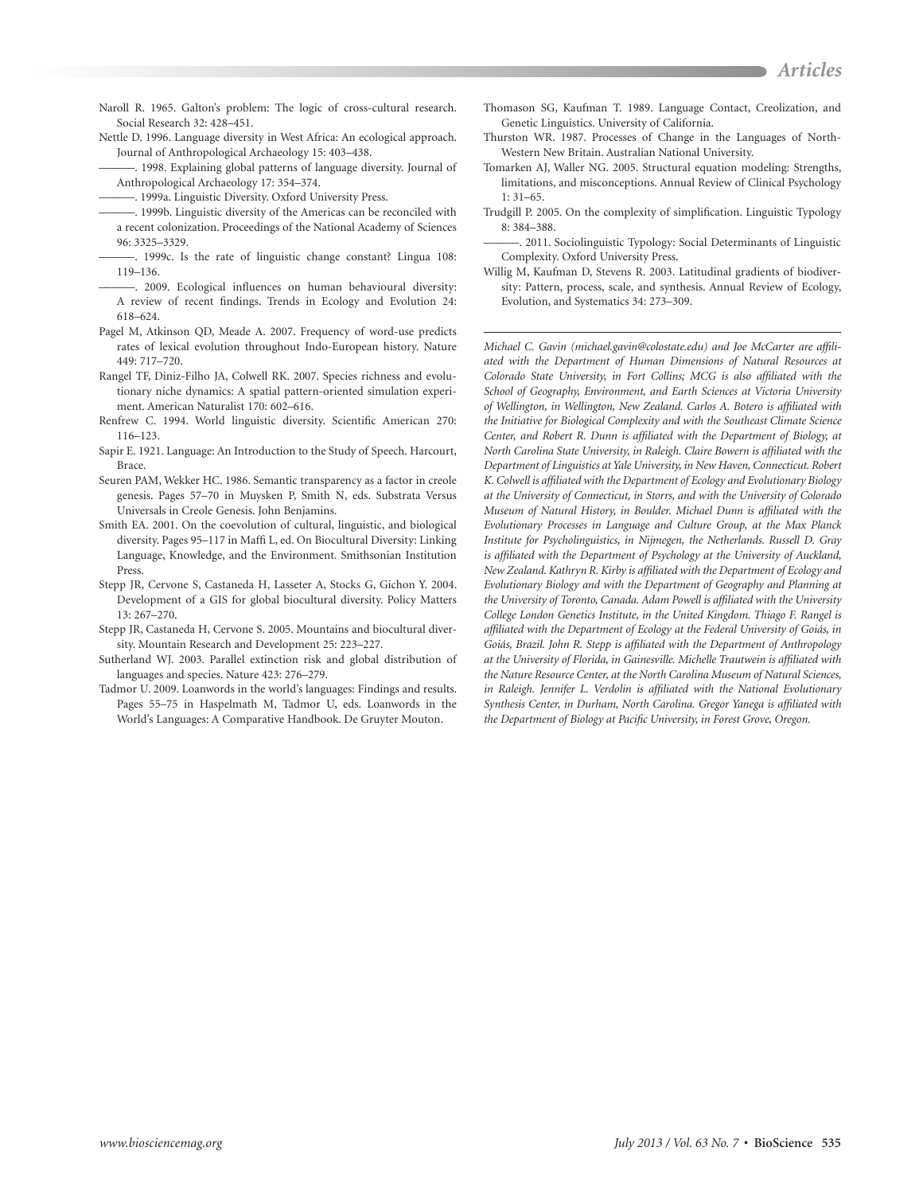Naroll R. 1965. Galton's problem: The logic of cross-cultural research. Social Research 32: 428–451.

Nettle D. 1996. Language diversity in West Africa: An ecological approach. Journal of Anthropological Archaeology 15: 403–438.

———. 1998. Explaining global patterns of language diversity. Journal of Anthropological Archaeology 17: 354–374.

———. 1999a. Linguistic Diversity. Oxford University Press.

———. 1999b. Linguistic diversity of the Americas can be reconciled with a recent colonization. Proceedings of the National Academy of Sciences 96: 3325–3329.

———. 1999c. Is the rate of linguistic change constant? Lingua 108: 119–136.

———. 2009. Ecological influences on human behavioural diversity: A review of recent findings. Trends in Ecology and Evolution 24: 618–624.

Pagel M, Atkinson QD, Meade A. 2007. Frequency of word-use predicts rates of lexical evolution throughout Indo-European history. Nature 449: 717–720.

Rangel TF, Diniz-Filho JA, Colwell RK. 2007. Species richness and evolutionary niche dynamics: A spatial pattern-oriented simulation experiment. American Naturalist 170: 602–616.

Renfrew C. 1994. World linguistic diversity. Scientific American 270: 116–123.

Sapir E. 1921. Language: An Introduction to the Study of Speech. Harcourt, Brace.

Seuren PAM, Wekker HC. 1986. Semantic transparency as a factor in creole genesis. Pages 57–70 in Muysken P, Smith N, eds. Substrata Versus Universals in Creole Genesis. John Benjamins.

Smith EA. 2001. On the coevolution of cultural, linguistic, and biological diversity. Pages 95–117 in Maffi L, ed. On Biocultural Diversity: Linking Language, Knowledge, and the Environment. Smithsonian Institution Press.

Stepp JR, Cervone S, Castaneda H, Lasseter A, Stocks G, Gichon Y. 2004. Development of a GIS for global biocultural diversity. Policy Matters 13: 267–270.

Stepp JR, Castaneda H, Cervone S. 2005. Mountains and biocultural diversity. Mountain Research and Development 25: 223–227.

Sutherland WJ. 2003. Parallel extinction risk and global distribution of languages and species. Nature 423: 276–279.

Tadmor U. 2009. Loanwords in the world's languages: Findings and results. Pages 55–75 in Haspelmath M, Tadmor U, eds. Loanwords in the World's Languages: A Comparative Handbook. De Gruyter Mouton.

Thomason SG, Kaufman T. 1989. Language Contact, Creolization, and Genetic Linguistics. University of California.

Thurston WR. 1987. Processes of Change in the Languages of North-Western New Britain. Australian National University.

Tomarken AJ, Waller NG. 2005. Structural equation modeling: Strengths, limitations, and misconceptions. Annual Review of Clinical Psychology 1: 31–65.

Trudgill P. 2005. On the complexity of simplification. Linguistic Typology 8: 384–388.

———. 2011. Sociolinguistic Typology: Social Determinants of Linguistic Complexity. Oxford University Press.

Willig M, Kaufman D, Stevens R. 2003. Latitudinal gradients of biodiversity: Pattern, process, scale, and synthesis. Annual Review of Ecology, Evolution, and Systematics 34: 273–309.

---

*Michael C. Gavin (michael.gavin@colostate.edu) and Joe McCarter are affiliated with the Department of Human Dimensions of Natural Resources at Colorado State University, in Fort Collins; MCG is also affiliated with the School of Geography, Environment, and Earth Sciences at Victoria University of Wellington, in Wellington, New Zealand. Carlos A. Botero is affiliated with the Initiative for Biological Complexity and with the Southeast Climate Science Center, and Robert R. Dunn is affiliated with the Department of Biology, at North Carolina State University, in Raleigh. Claire Bowern is affiliated with the Department of Linguistics at Yale University, in New Haven, Connecticut. Robert K. Colwell is affiliated with the Department of Ecology and Evolutionary Biology at the University of Connecticut, in Storrs, and with the University of Colorado Museum of Natural History, in Boulder. Michael Dunn is affiliated with the Evolutionary Processes in Language and Culture Group, at the Max Planck Institute for Psycholinguistics, in Nijmegen, the Netherlands. Russell D. Gray is affiliated with the Department of Psychology at the University of Auckland, New Zealand. Kathryn R. Kirby is affiliated with the Department of Ecology and Evolutionary Biology and with the Department of Geography and Planning at the University of Toronto, Canada. Adam Powell is affiliated with the University College London Genetics Institute, in the United Kingdom. Thiago F. Rangel is affiliated with the Department of Ecology at the Federal University of Goiás, in Goiás, Brazil. John R. Stepp is affiliated with the Department of Anthropology at the University of Florida, in Gainesville. Michelle Trautwein is affiliated with the Nature Resource Center, at the North Carolina Museum of Natural Sciences, in Raleigh. Jennifer L. Verdolin is affiliated with the National Evolutionary Synthesis Center, in Durham, North Carolina. Gregor Yanega is affiliated with the Department of Biology at Pacific University, in Forest Grove, Oregon.*